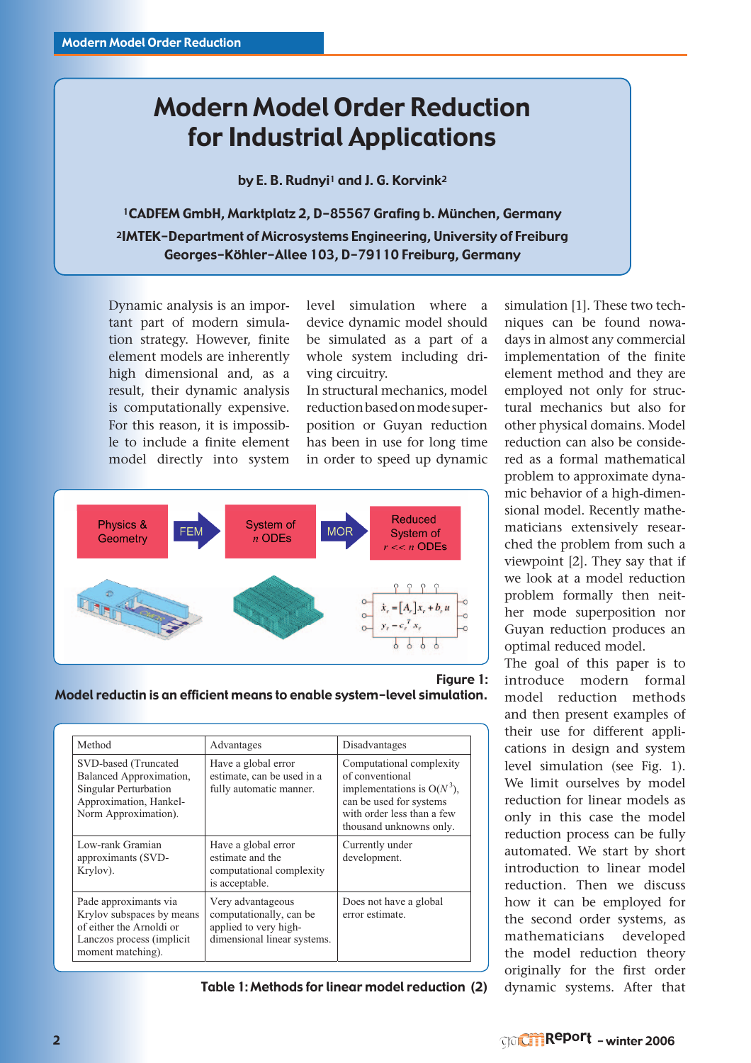# Modern Model Order Reduction for Industrial Applications

**by E. B. Rudnyi[1] and J. G. Korvink[2]**

[1]CADFEM GmbH, Marktplatz 2, D-85567 Grafing b. München, Germany

[2]IMTEK-Department of Microsystems Engineering, University of Freiburg Georges-Köhler-Allee 103, D-79110 Freiburg, Germany

Dynamic analysis is an important part of modern simulation strategy. However, finite element models are inherently high dimensional and, as a result, their dynamic analysis is computationally expensive. For this reason, it is impossible to include a finite element model directly into system level simulation where a device dynamic model should be simulated as a part of a whole system including driving circuitry.

In structural mechanics, model reduction based on mode superposition or Guyan reduction has been in use for long time in order to speed up dynamic simulation [1]. These two techniques can be found nowadays in almost any commercial implementation of the finite element method and they are employed not only for structural mechanics but also for other physical domains. Model reduction can also be considered as a formal mathematical problem to approximate dynamic behavior of a high-dimensional model. Recently mathematicians extensively researched the problem from such a viewpoint [2]. They say that if we look at a model reduction problem formally then neither mode superposition nor Guyan reduction produces an optimal reduced model.

The goal of this paper is to introduce modern formal model reduction methods and then present examples of their use for different applications in design and system level simulation (see Fig. 1). We limit ourselves by model reduction for linear models as only in this case the model reduction process can be fully automated. We start by short introduction to linear model reduction. Then we discuss how it can be employed for the second order systems, as mathematicians developed the model reduction theory originally for the first order dynamic systems. After that

Physics & Geometry → FEM → System of $n$ ODEs → MOR → Reduced System of $r << n$ ODEs

$$\dot{x}_r = [A_r]x_r + b_r u$$
$$y_r = c_r^T x_r$$

**Figure 1: Model reductin is an efficient means to enable system-level simulation.**

| Method | Advantages | Disadvantages |
|---|---|---|
| SVD-based (Truncated Balanced Approximation, Singular Perturbation Approximation, Hankel-Norm Approximation). | Have a global error estimate, can be used in a fully automatic manner. | Computational complexity of conventional implementations is $O(N^3)$, can be used for systems with order less than a few thousand unknowns only. |
| Low-rank Gramian approximants (SVD-Krylov). | Have a global error estimate and the computational complexity is acceptable. | Currently under development. |
| Pade approximants via Krylov subspaces by means of either the Arnoldi or Lanczos process (implicit moment matching). | Very advantageous computationally, can be applied to very high-dimensional linear systems. | Does not have a global error estimate. |

**Table 1: Methods for linear model reduction (2)**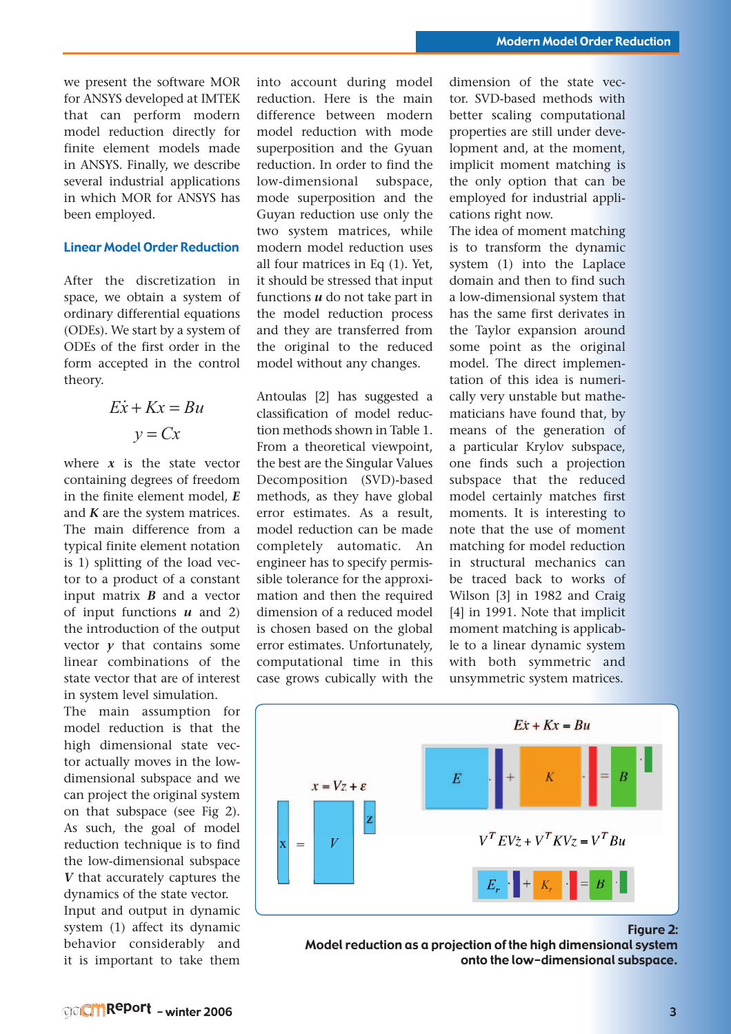we present the software MOR for ANSYS developed at IMTEK that can perform modern model reduction directly for finite element models made in ANSYS. Finally, we describe several industrial applications in which MOR for ANSYS has been employed.

## Linear Model Order Reduction

After the discretization in space, we obtain a system of ordinary differential equations (ODEs). We start by a system of ODEs of the first order in the form accepted in the control theory.

$$E\dot{x} + Kx = Bu$$
$$y = Cx$$

where $\boldsymbol{x}$ is the state vector containing degrees of freedom in the finite element model, $\boldsymbol{E}$ and $\boldsymbol{K}$ are the system matrices. The main difference from a typical finite element notation is 1) splitting of the load vector to a product of a constant input matrix $\boldsymbol{B}$ and a vector of input functions $\boldsymbol{u}$ and 2) the introduction of the output vector $\boldsymbol{y}$ that contains some linear combinations of the state vector that are of interest in system level simulation.

The main assumption for model reduction is that the high dimensional state vector actually moves in the low-dimensional subspace and we can project the original system on that subspace (see Fig 2). As such, the goal of model reduction technique is to find the low-dimensional subspace $\boldsymbol{V}$ that accurately captures the dynamics of the state vector.

Input and output in dynamic system (1) affect its dynamic behavior considerably and it is important to take them into account during model reduction. Here is the main difference between modern model reduction with mode superposition and the Gyuan reduction. In order to find the low-dimensional subspace, mode superposition and the Guyan reduction use only the two system matrices, while modern model reduction uses all four matrices in Eq (1). Yet, it should be stressed that input functions $\boldsymbol{u}$ do not take part in the model reduction process and they are transferred from the original to the reduced model without any changes.

Antoulas [2] has suggested a classification of model reduction methods shown in Table 1. From a theoretical viewpoint, the best are the Singular Values Decomposition (SVD)-based methods, as they have global error estimates. As a result, model reduction can be made completely automatic. An engineer has to specify permissible tolerance for the approximation and then the required dimension of a reduced model is chosen based on the global error estimates. Unfortunately, computational time in this case grows cubically with the dimension of the state vector. SVD-based methods with better scaling computational properties are still under development and, at the moment, implicit moment matching is the only option that can be employed for industrial applications right now.

The idea of moment matching is to transform the dynamic system (1) into the Laplace domain and then to find such a low-dimensional system that has the same first derivates in the Taylor expansion around some point as the original model. The direct implementation of this idea is numerically very unstable but mathematicians have found that, by means of the generation of a particular Krylov subspace, one finds such a projection subspace that the reduced model certainly matches first moments. It is interesting to note that the use of moment matching for model reduction in structural mechanics can be traced back to works of Wilson [3] in 1982 and Craig [4] in 1991. Note that implicit moment matching is applicable to a linear dynamic system with both symmetric and unsymmetric system matrices.

**Figure 2:**
**Model reduction as a projection of the high dimensional system onto the low-dimensional subspace.**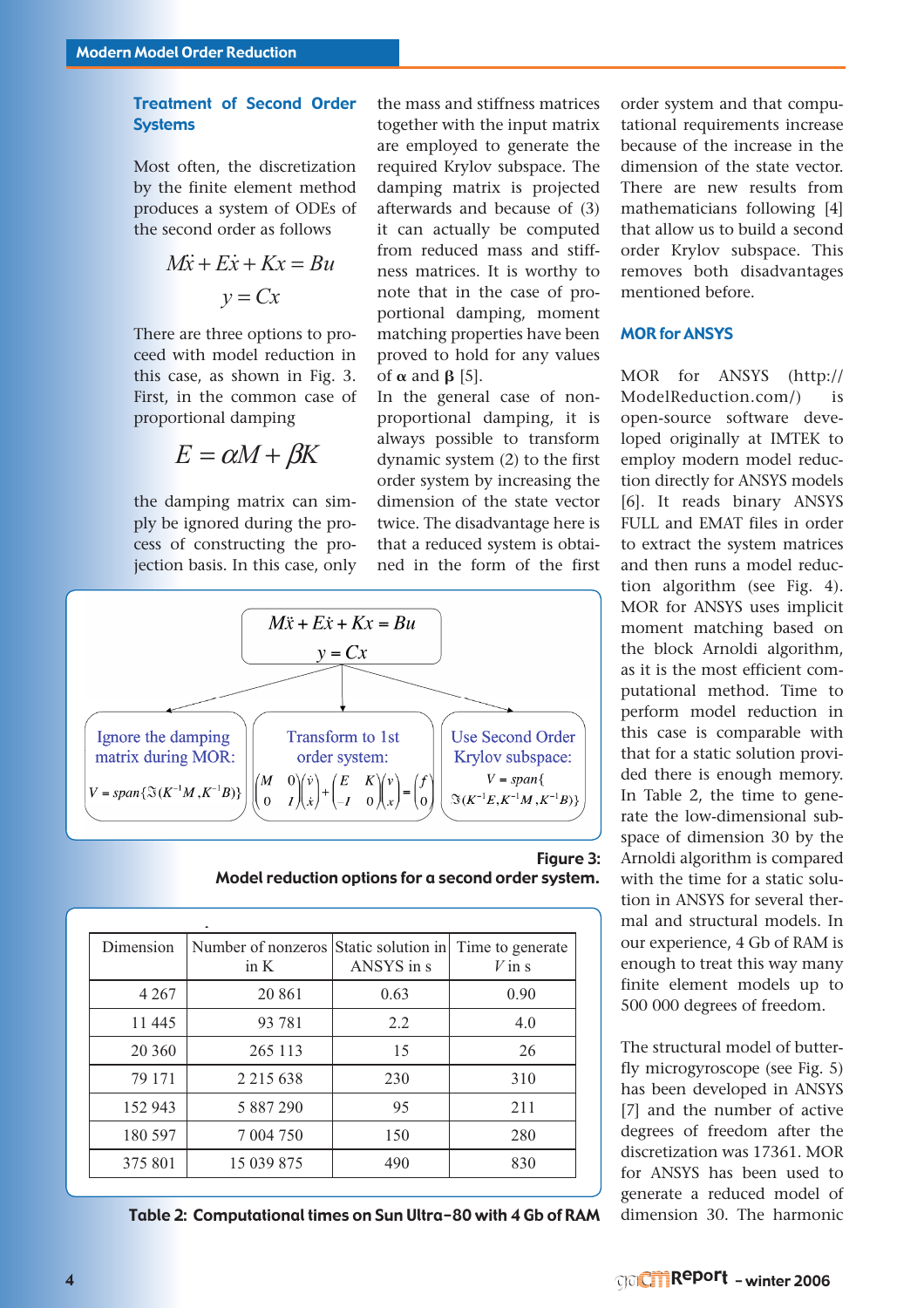## Treatment of Second Order Systems

Most often, the discretization by the finite element method produces a system of ODEs of the second order as follows

$$M\ddot{x} + E\dot{x} + Kx = Bu$$
$$y = Cx$$

There are three options to proceed with model reduction in this case, as shown in Fig. 3. First, in the common case of proportional damping

$$E = \alpha M + \beta K$$

the damping matrix can simply be ignored during the process of constructing the projection basis. In this case, only the mass and stiffness matrices together with the input matrix are employed to generate the required Krylov subspace. The damping matrix is projected afterwards and because of (3) it can actually be computed from reduced mass and stiffness matrices. It is worthy to note that in the case of proportional damping, moment matching properties have been proved to hold for any values of $\boldsymbol{\alpha}$ and $\boldsymbol{\beta}$ [5].

In the general case of non-proportional damping, it is always possible to transform dynamic system (2) to the first order system by increasing the dimension of the state vector twice. The disadvantage here is that a reduced system is obtained in the form of the first order system and that computational requirements increase because of the increase in the dimension of the state vector. There are new results from mathematicians following [4] that allow us to build a second order Krylov subspace. This removes both disadvantages mentioned before.

$$M\ddot{x} + E\dot{x} + Kx = Bu$$
$$y = Cx$$

| Ignore the damping matrix during MOR: | Transform to 1st order system: | Use Second Order Krylov subspace: |
|---|---|---|
| $V = span\{\Im(K^{-1}M, K^{-1}B)\}$ | $\begin{pmatrix} M & 0 \\ 0 & I \end{pmatrix}\begin{pmatrix} \dot{v} \\ \dot{x} \end{pmatrix} + \begin{pmatrix} E & K \\ -I & 0 \end{pmatrix}\begin{pmatrix} v \\ x \end{pmatrix} = \begin{pmatrix} f \\ 0 \end{pmatrix}$ | $V = span\{\Im(K^{-1}E, K^{-1}M, K^{-1}B)\}$ |

**Figure 3: Model reduction options for a second order system.**

| Dimension | Number of nonzeros in K | Static solution in ANSYS in s | Time to generate $V$ in s |
|---|---|---|---|
| 4 267 | 20 861 | 0.63 | 0.90 |
| 11 445 | 93 781 | 2.2 | 4.0 |
| 20 360 | 265 113 | 15 | 26 |
| 79 171 | 2 215 638 | 230 | 310 |
| 152 943 | 5 887 290 | 95 | 211 |
| 180 597 | 7 004 750 | 150 | 280 |
| 375 801 | 15 039 875 | 490 | 830 |

**Table 2: Computational times on Sun Ultra-80 with 4 Gb of RAM**

## MOR for ANSYS

MOR for ANSYS (http://ModelReduction.com/) is open-source software developed originally at IMTEK to employ modern model reduction directly for ANSYS models [6]. It reads binary ANSYS FULL and EMAT files in order to extract the system matrices and then runs a model reduction algorithm (see Fig. 4). MOR for ANSYS uses implicit moment matching based on the block Arnoldi algorithm, as it is the most efficient computational method. Time to perform model reduction in this case is comparable with that for a static solution provided there is enough memory. In Table 2, the time to generate the low-dimensional subspace of dimension 30 by the Arnoldi algorithm is compared with the time for a static solution in ANSYS for several thermal and structural models. In our experience, 4 Gb of RAM is enough to treat this way many finite element models up to 500 000 degrees of freedom.

The structural model of butterfly microgyroscope (see Fig. 5) has been developed in ANSYS [7] and the number of active degrees of freedom after the discretization was 17361. MOR for ANSYS has been used to generate a reduced model of dimension 30. The harmonic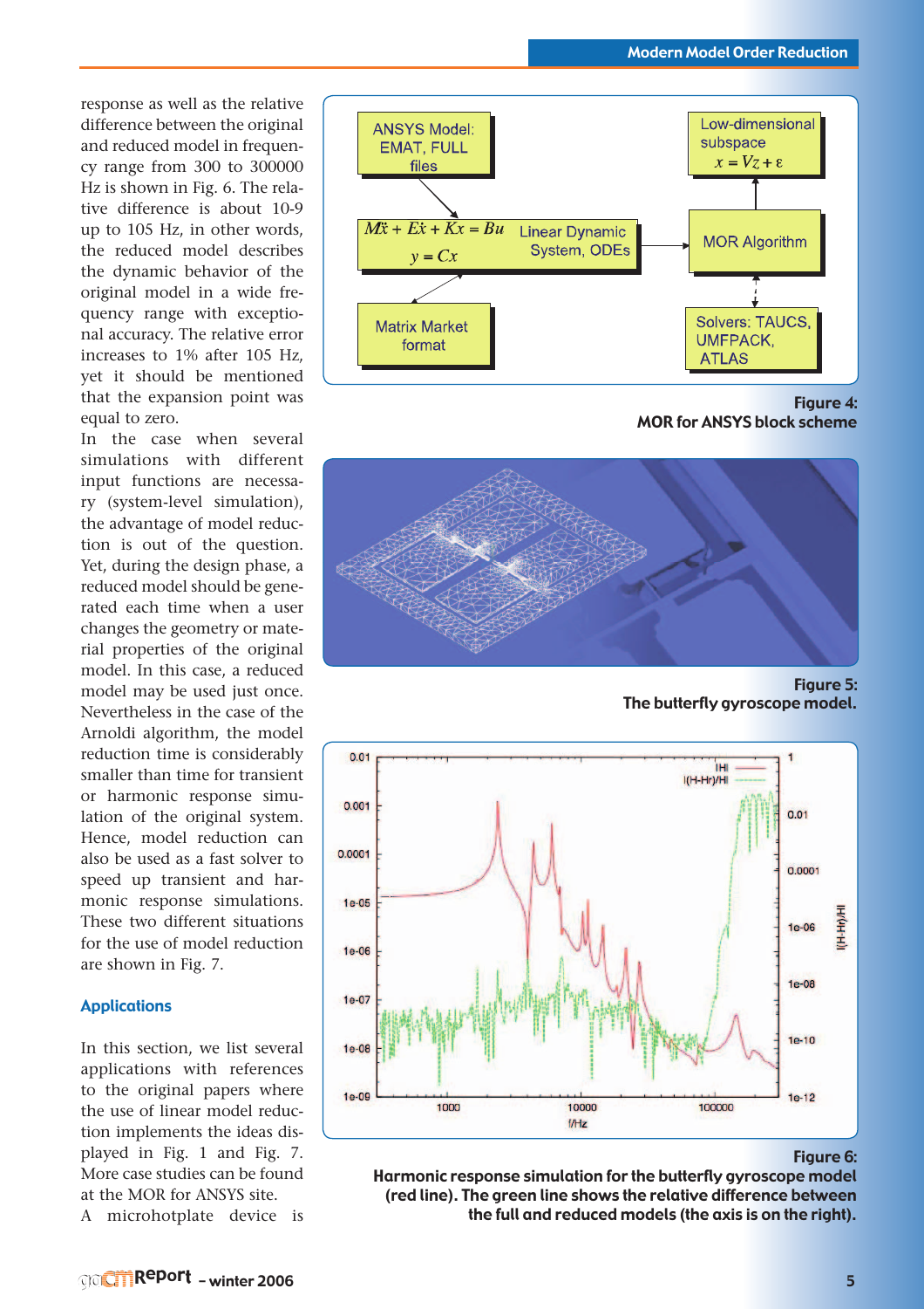response as well as the relative difference between the original and reduced model in frequency range from 300 to 300000 Hz is shown in Fig. 6. The relative difference is about 10-9 up to 105 Hz, in other words, the reduced model describes the dynamic behavior of the original model in a wide frequency range with exceptional accuracy. The relative error increases to 1% after 105 Hz, yet it should be mentioned that the expansion point was equal to zero.

In the case when several simulations with different input functions are necessary (system-level simulation), the advantage of model reduction is out of the question. Yet, during the design phase, a reduced model should be generated each time when a user changes the geometry or material properties of the original model. In this case, a reduced model may be used just once. Nevertheless in the case of the Arnoldi algorithm, the model reduction time is considerably smaller than time for transient or harmonic response simulation of the original system. Hence, model reduction can also be used as a fast solver to speed up transient and harmonic response simulations. These two different situations for the use of model reduction are shown in Fig. 7.

## Applications

In this section, we list several applications with references to the original papers where the use of linear model reduction implements the ideas displayed in Fig. 1 and Fig. 7. More case studies can be found at the MOR for ANSYS site.

A microhotplate device is

ANSYS Model: EMAT, FULL files

$$M\ddot{x} + E\dot{x} + Kx = Bu$$
$$y = Cx$$

Linear Dynamic System, ODEs

Matrix Market format

Low-dimensional subspace $x = Vz + \varepsilon$

MOR Algorithm

Solvers: TAUCS, UMFPACK, ATLAS

**Figure 4:**
**MOR for ANSYS block scheme**

**Figure 5:**
**The butterfly gyroscope model.**

**Figure 6:**
**Harmonic response simulation for the butterfly gyroscope model (red line). The green line shows the relative difference between the full and reduced models (the axis is on the right).**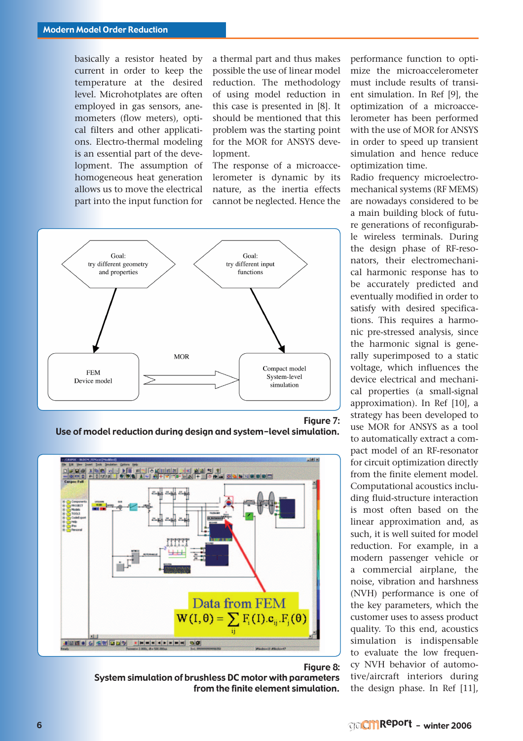basically a resistor heated by current in order to keep the temperature at the desired level. Microhotplates are often employed in gas sensors, anemometers (flow meters), optical filters and other applications. Electro-thermal modeling is an essential part of the development. The assumption of homogeneous heat generation allows us to move the electrical part into the input function for a thermal part and thus makes possible the use of linear model reduction. The methodology of using model reduction in this case is presented in [8]. It should be mentioned that this problem was the starting point for the MOR for ANSYS development.

The response of a microaccelerometer is dynamic by its nature, as the inertia effects cannot be neglected. Hence the performance function to optimize the microaccelerometer must include results of transient simulation. In Ref [9], the optimization of a microaccelerometer has been performed with the use of MOR for ANSYS in order to speed up transient simulation and hence reduce optimization time.

Radio frequency microelectromechanical systems (RF MEMS) are nowadays considered to be a main building block of future generations of reconfigurable wireless terminals. During the design phase of RF-resonators, their electromechanical harmonic response has to be accurately predicted and eventually modified in order to satisfy with desired specifications. This requires a harmonic pre-stressed analysis, since the harmonic signal is generally superimposed to a static voltage, which influences the device electrical and mechanical properties (a small-signal approximation). In Ref [10], a strategy has been developed to use MOR for ANSYS as a tool to automatically extract a compact model of an RF-resonator for circuit optimization directly from the finite element model.

Computational acoustics including fluid-structure interaction is most often based on the linear approximation and, as such, it is well suited for model reduction. For example, in a modern passenger vehicle or a commercial airplane, the noise, vibration and harshness (NVH) performance is one of the key parameters, which the customer uses to assess product quality. To this end, acoustics simulation is indispensable to evaluate the low frequency NVH behavior of automotive/aircraft interiors during the design phase. In Ref [11],

**Figure 7:**
**Use of model reduction during design and system-level simulation.**

**Figure 8:**
**System simulation of brushless DC motor with parameters from the finite element simulation.**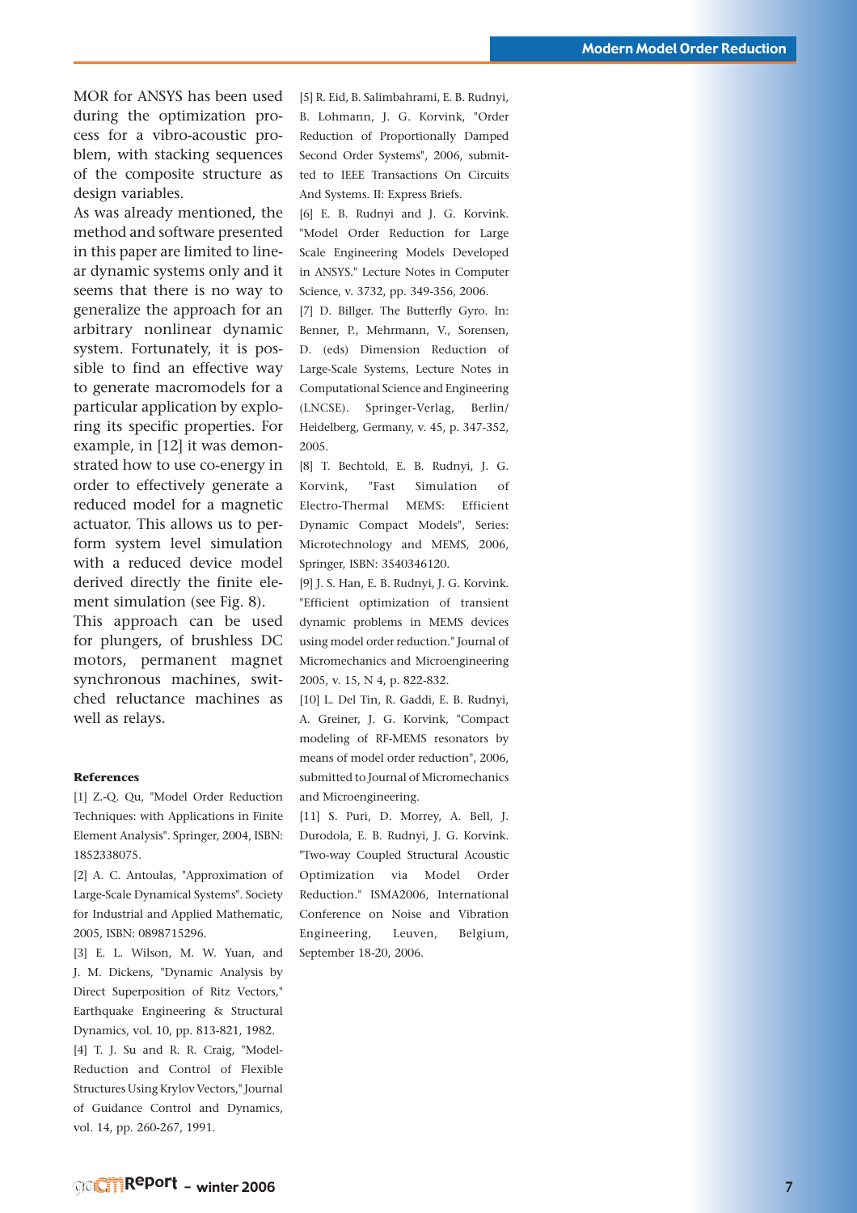MOR for ANSYS has been used during the optimization process for a vibro-acoustic problem, with stacking sequences of the composite structure as design variables.

As was already mentioned, the method and software presented in this paper are limited to linear dynamic systems only and it seems that there is no way to generalize the approach for an arbitrary nonlinear dynamic system. Fortunately, it is possible to find an effective way to generate macromodels for a particular application by exploring its specific properties. For example, in [12] it was demonstrated how to use co-energy in order to effectively generate a reduced model for a magnetic actuator. This allows us to perform system level simulation with a reduced device model derived directly the finite element simulation (see Fig. 8).

This approach can be used for plungers, of brushless DC motors, permanent magnet synchronous machines, switched reluctance machines as well as relays.

## References

[1] Z.-Q. Qu, "Model Order Reduction Techniques: with Applications in Finite Element Analysis". Springer, 2004, ISBN: 1852338075.

[2] A. C. Antoulas, "Approximation of Large-Scale Dynamical Systems". Society for Industrial and Applied Mathematic, 2005, ISBN: 0898715296.

[3] E. L. Wilson, M. W. Yuan, and J. M. Dickens, "Dynamic Analysis by Direct Superposition of Ritz Vectors," Earthquake Engineering & Structural Dynamics, vol. 10, pp. 813-821, 1982.

[4] T. J. Su and R. R. Craig, "Model-Reduction and Control of Flexible Structures Using Krylov Vectors," Journal of Guidance Control and Dynamics, vol. 14, pp. 260-267, 1991.

[5] R. Eid, B. Salimbahrami, E. B. Rudnyi, B. Lohmann, J. G. Korvink, "Order Reduction of Proportionally Damped Second Order Systems", 2006, submitted to IEEE Transactions On Circuits And Systems. II: Express Briefs.

[6] E. B. Rudnyi and J. G. Korvink. "Model Order Reduction for Large Scale Engineering Models Developed in ANSYS." Lecture Notes in Computer Science, v. 3732, pp. 349-356, 2006.

[7] D. Billger. The Butterfly Gyro. In: Benner, P., Mehrmann, V., Sorensen, D. (eds) Dimension Reduction of Large-Scale Systems, Lecture Notes in Computational Science and Engineering (LNCSE). Springer-Verlag, Berlin/Heidelberg, Germany, v. 45, p. 347-352, 2005.

[8] T. Bechtold, E. B. Rudnyi, J. G. Korvink, "Fast Simulation of Electro-Thermal MEMS: Efficient Dynamic Compact Models", Series: Microtechnology and MEMS, 2006, Springer, ISBN: 3540346120.

[9] J. S. Han, E. B. Rudnyi, J. G. Korvink. "Efficient optimization of transient dynamic problems in MEMS devices using model order reduction." Journal of Micromechanics and Microengineering 2005, v. 15, N 4, p. 822-832.

[10] L. Del Tin, R. Gaddi, E. B. Rudnyi, A. Greiner, J. G. Korvink, "Compact modeling of RF-MEMS resonators by means of model order reduction", 2006, submitted to Journal of Micromechanics and Microengineering.

[11] S. Puri, D. Morrey, A. Bell, J. Durodola, E. B. Rudnyi, J. G. Korvink. "Two-way Coupled Structural Acoustic Optimization via Model Order Reduction." ISMA2006, International Conference on Noise and Vibration Engineering, Leuven, Belgium, September 18-20, 2006.